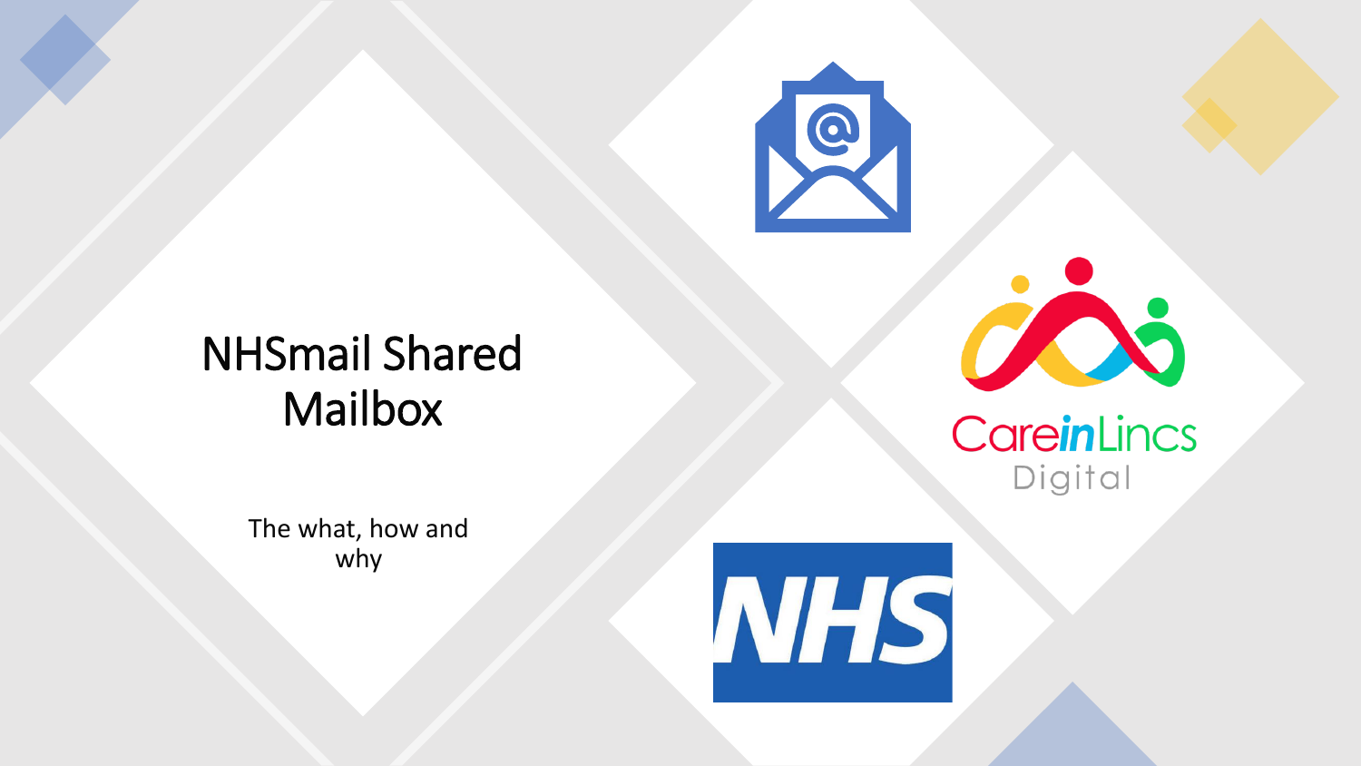# NHSmail Shared Mailbox

The what, how and why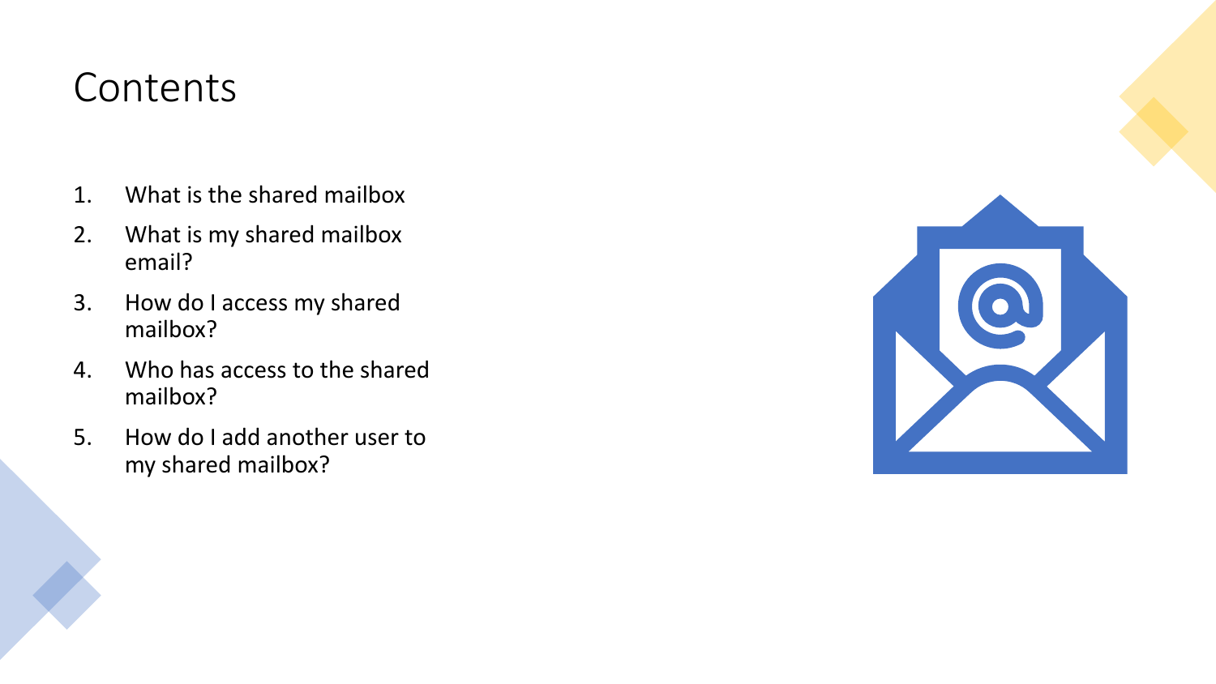# Contents

1. What is the shared mailbox
2. What is my shared mailbox email?
3. How do I access my shared mailbox?
4. Who has access to the shared mailbox?
5. How do I add another user to my shared mailbox?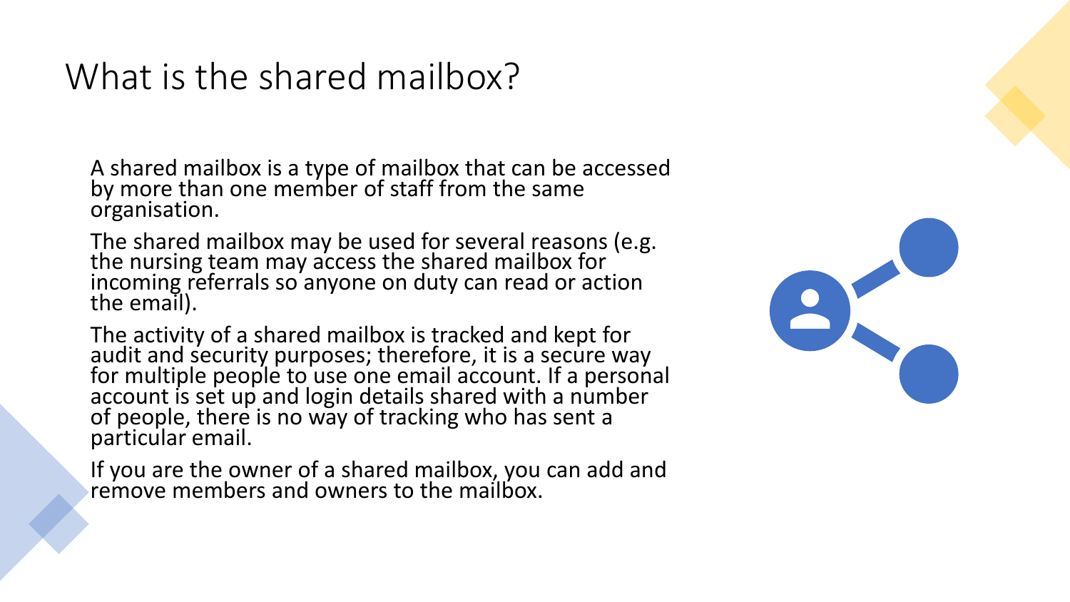# What is the shared mailbox?

A shared mailbox is a type of mailbox that can be accessed by more than one member of staff from the same organisation.

The shared mailbox may be used for several reasons (e.g. the nursing team may access the shared mailbox for incoming referrals so anyone on duty can read or action the email).

The activity of a shared mailbox is tracked and kept for audit and security purposes; therefore, it is a secure way for multiple people to use one email account. If a personal account is set up and login details shared with a number of people, there is no way of tracking who has sent a particular email.

If you are the owner of a shared mailbox, you can add and remove members and owners to the mailbox.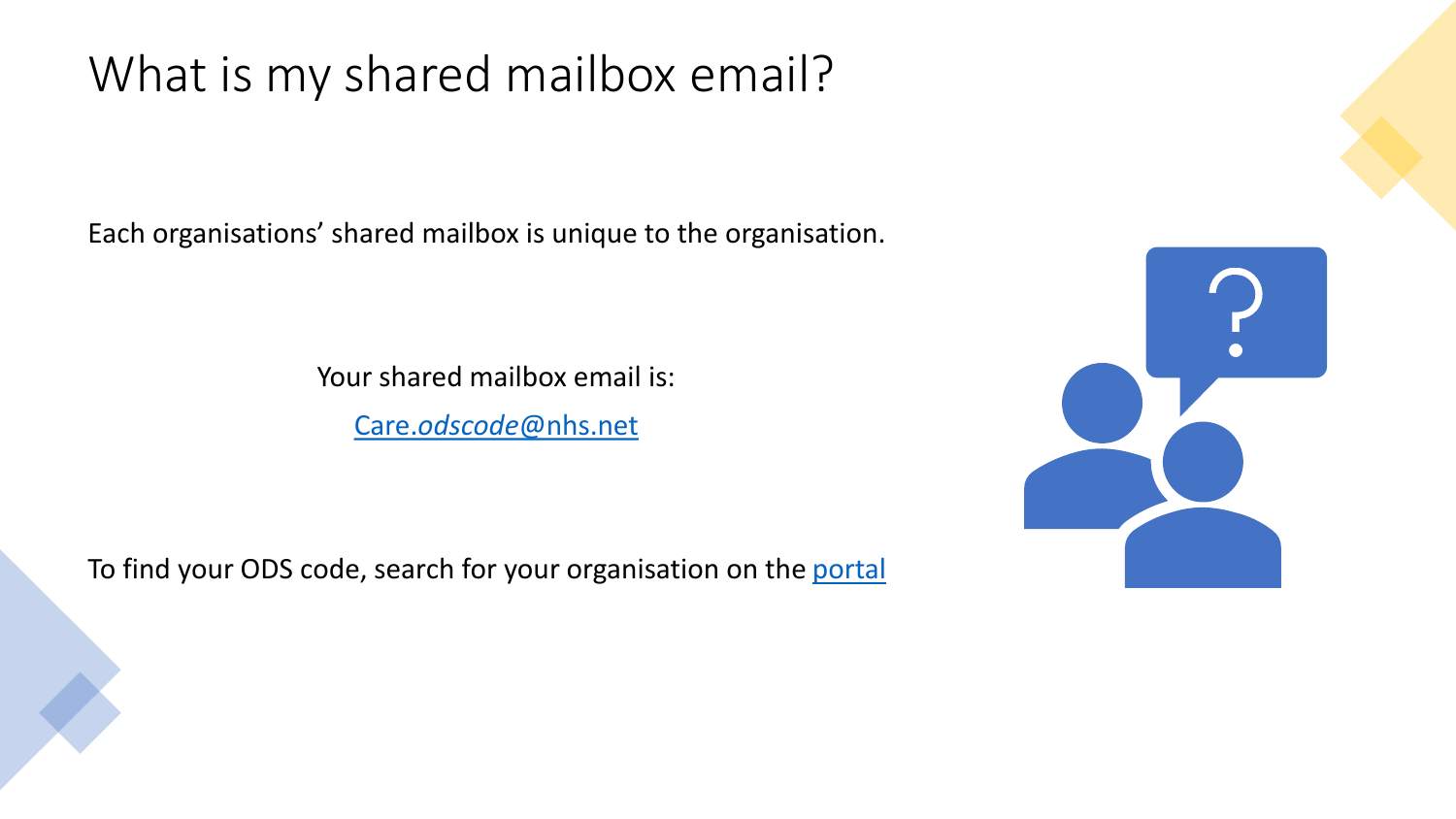# What is my shared mailbox email?

Each organisations' shared mailbox is unique to the organisation.

Your shared mailbox email is:

[Care.*odscode*@nhs.net](mailto:Care.odscode@nhs.net)

To find your ODS code, search for your organisation on the [portal]()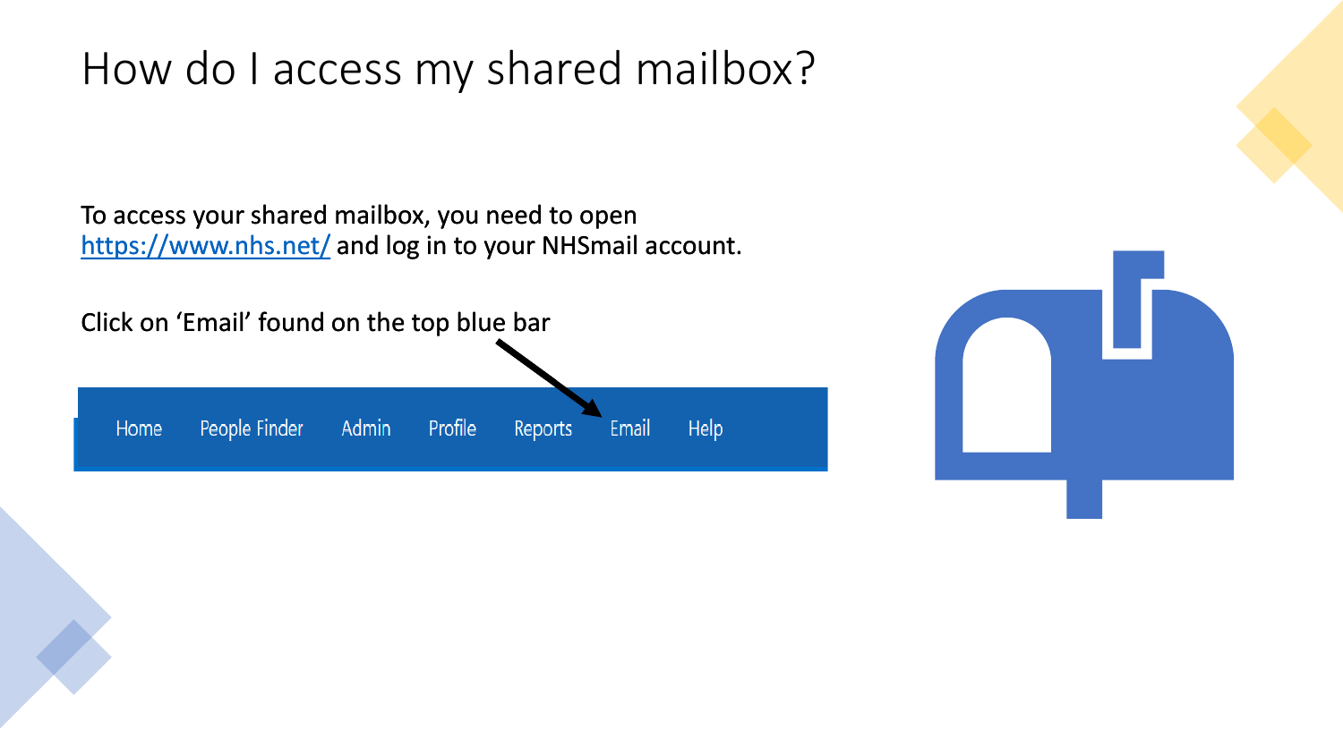# How do I access my shared mailbox?

To access your shared mailbox, you need to open [https://www.nhs.net/](https://www.nhs.net/) and log in to your NHSmail account.

Click on 'Email' found on the top blue bar

Home People Finder Admin Profile Reports Email Help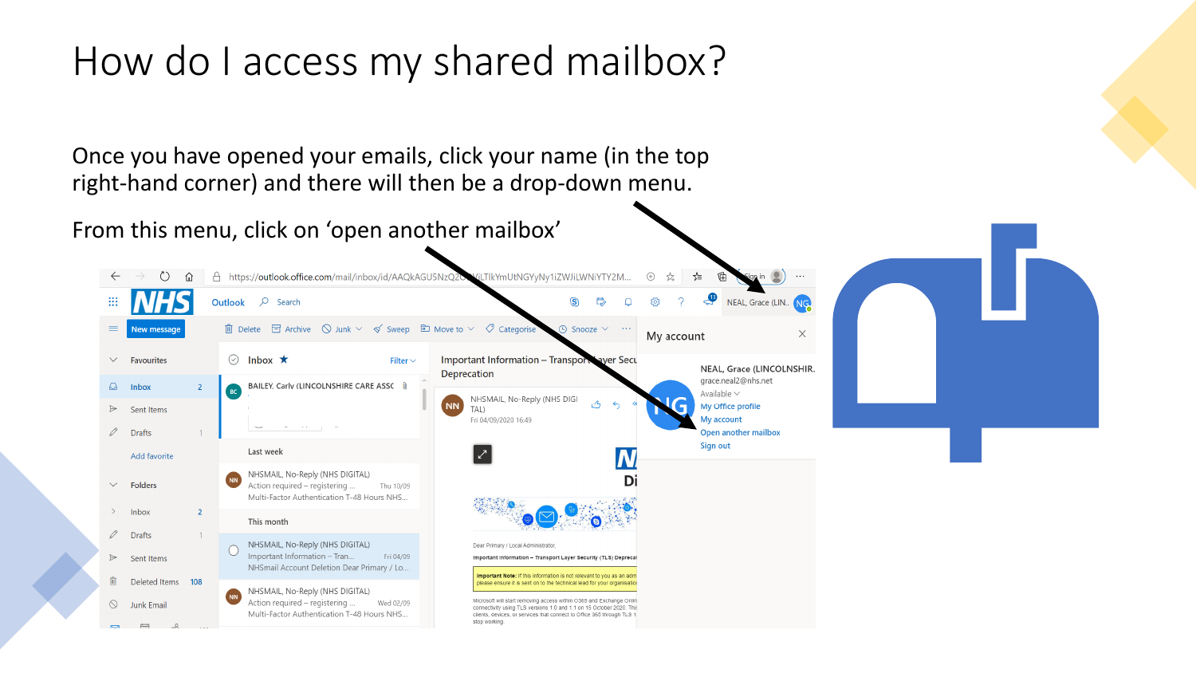# How do I access my shared mailbox?

Once you have opened your emails, click your name (in the top right-hand corner) and there will then be a drop-down menu.

From this menu, click on 'open another mailbox'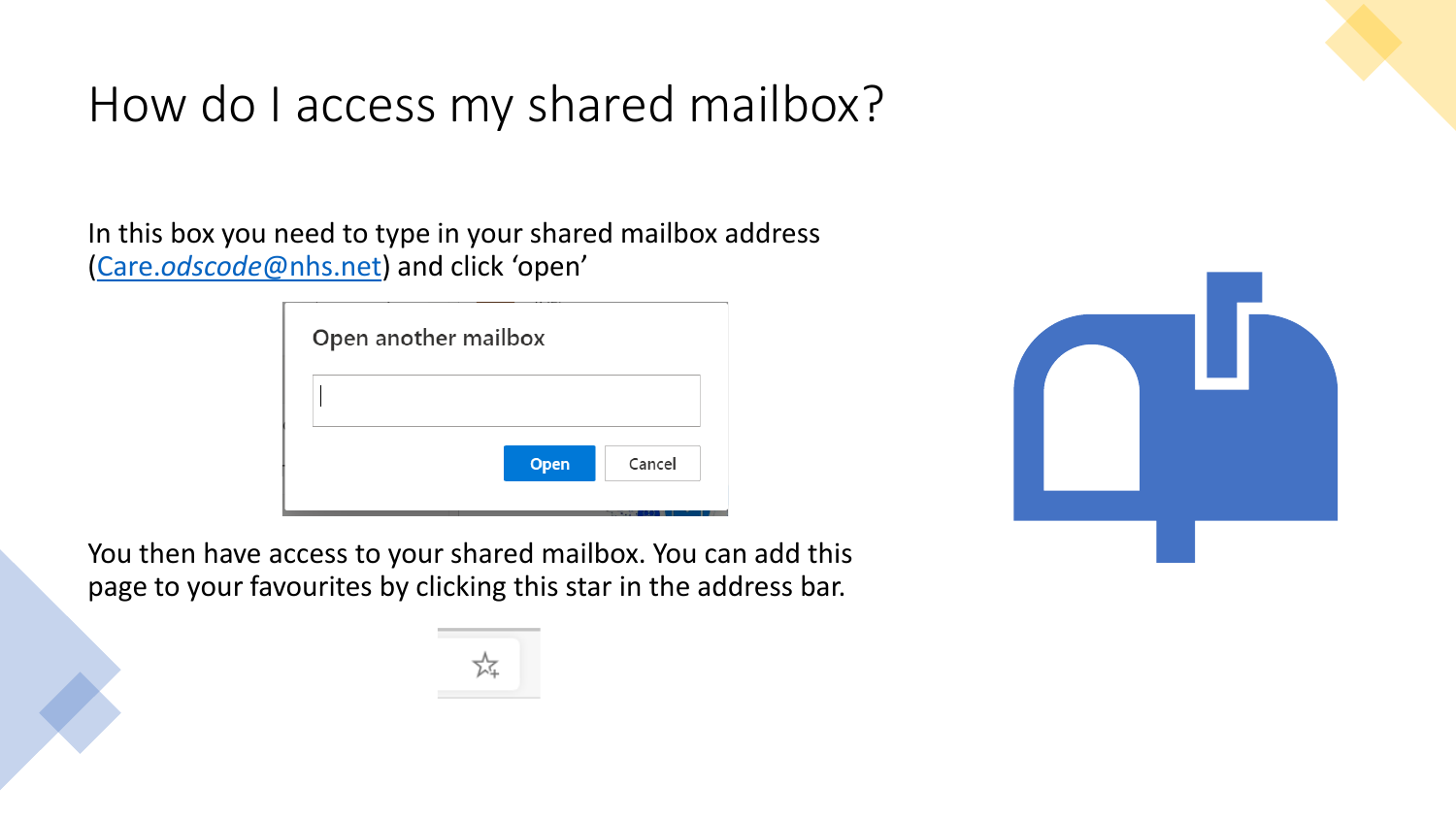# How do I access my shared mailbox?

In this box you need to type in your shared mailbox address ([Care.*odscode*@nhs.net](mailto:Care.odscode@nhs.net)) and click 'open'

You then have access to your shared mailbox. You can add this page to your favourites by clicking this star in the address bar.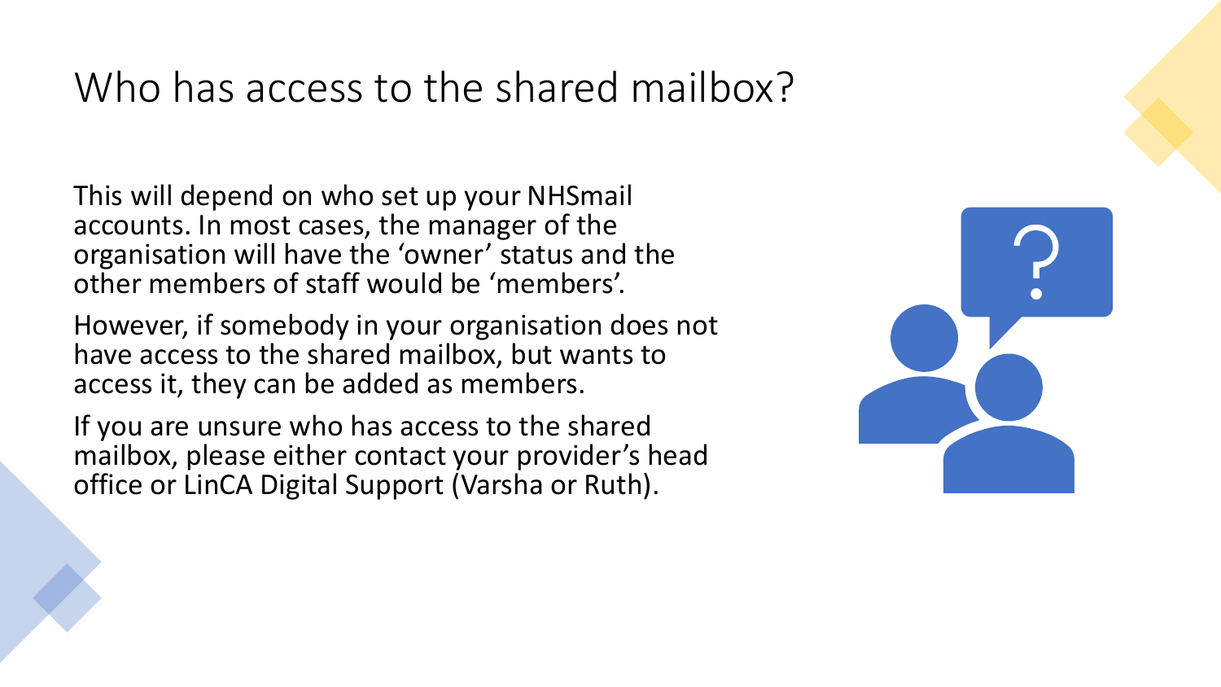# Who has access to the shared mailbox?

This will depend on who set up your NHSmail accounts. In most cases, the manager of the organisation will have the 'owner' status and the other members of staff would be 'members'.

However, if somebody in your organisation does not have access to the shared mailbox, but wants to access it, they can be added as members.

If you are unsure who has access to the shared mailbox, please either contact your provider's head office or LinCA Digital Support (Varsha or Ruth).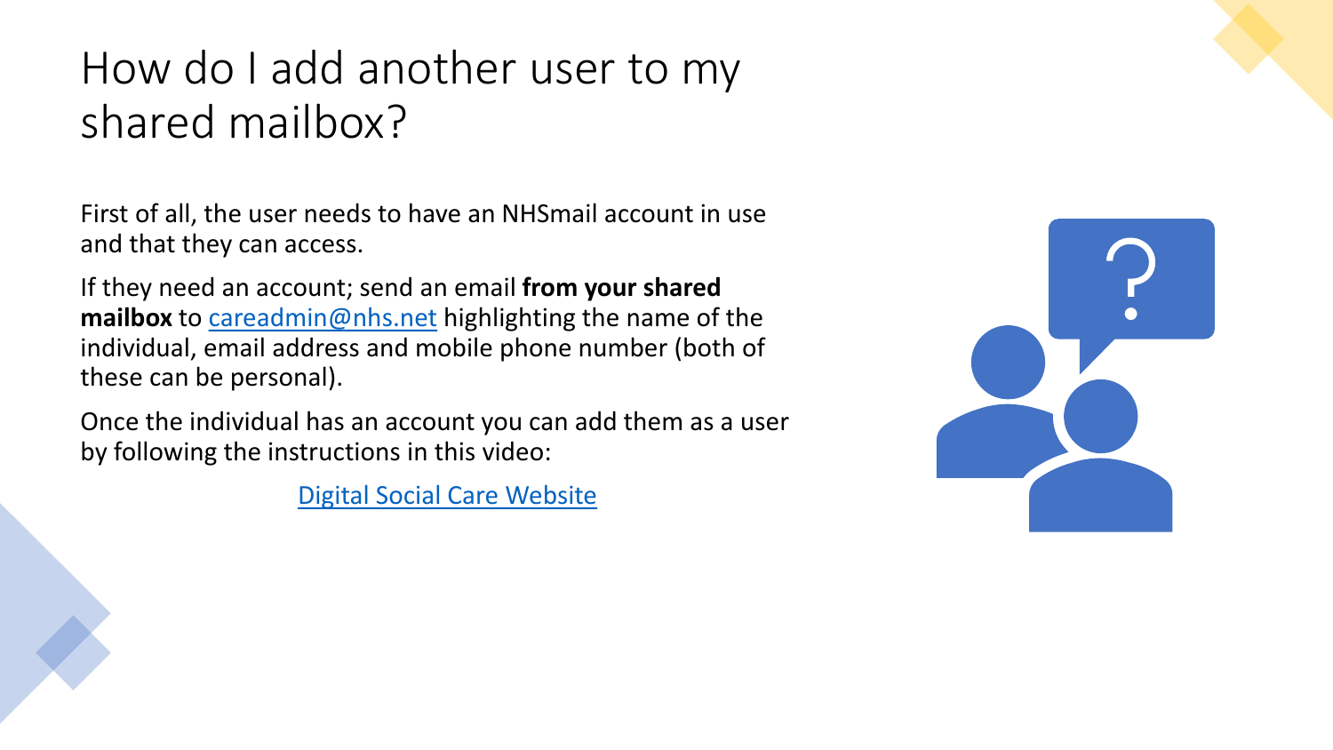# How do I add another user to my shared mailbox?

First of all, the user needs to have an NHSmail account in use and that they can access.

If they need an account; send an email **from your shared mailbox** to [careadmin@nhs.net](mailto:careadmin@nhs.net) highlighting the name of the individual, email address and mobile phone number (both of these can be personal).

Once the individual has an account you can add them as a user by following the instructions in this video:

[Digital Social Care Website]()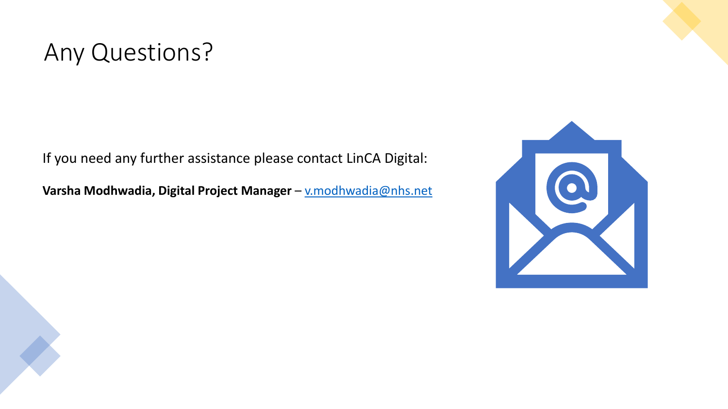# Any Questions?

If you need any further assistance please contact LinCA Digital:

**Varsha Modhwadia, Digital Project Manager** – v.modhwadia@nhs.net